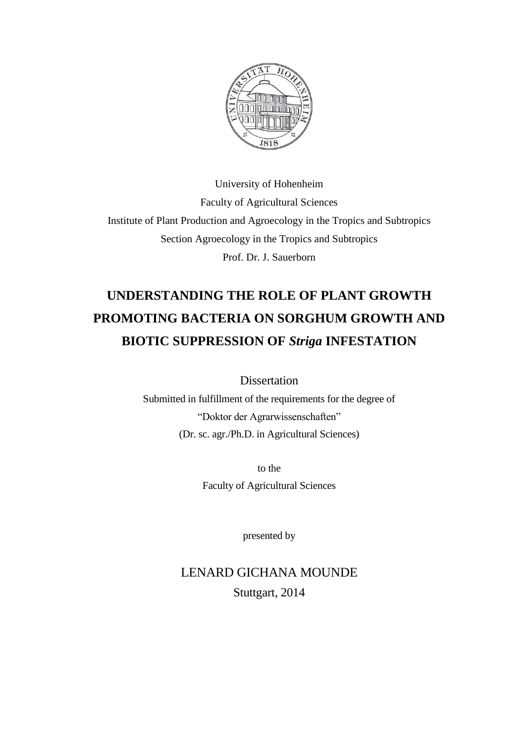University of Hohenheim

Faculty of Agricultural Sciences

Institute of Plant Production and Agroecology in the Tropics and Subtropics

Section Agroecology in the Tropics and Subtropics

Prof. Dr. J. Sauerborn

# UNDERSTANDING THE ROLE OF PLANT GROWTH PROMOTING BACTERIA ON SORGHUM GROWTH AND BIOTIC SUPPRESSION OF *Striga* INFESTATION

Dissertation

Submitted in fulfillment of the requirements for the degree of

"Doktor der Agrarwissenschaften"

(Dr. sc. agr./Ph.D. in Agricultural Sciences)

to the

Faculty of Agricultural Sciences

presented by

LENARD GICHANA MOUNDE

Stuttgart, 2014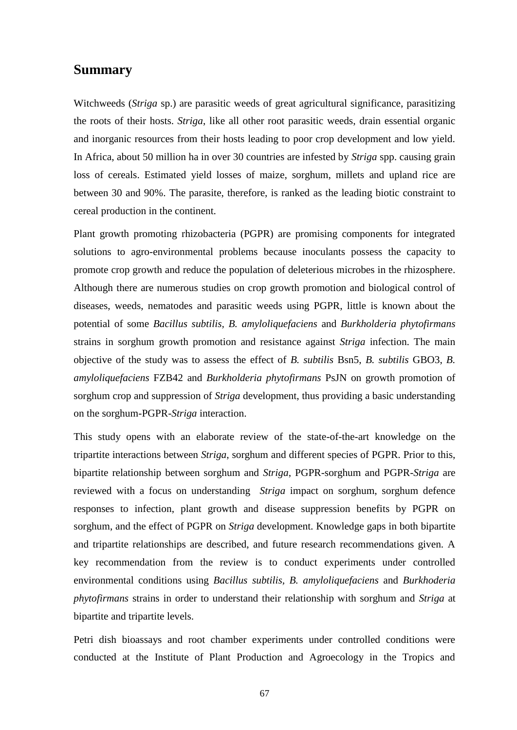# Summary

Witchweeds (*Striga* sp.) are parasitic weeds of great agricultural significance, parasitizing the roots of their hosts. *Striga*, like all other root parasitic weeds, drain essential organic and inorganic resources from their hosts leading to poor crop development and low yield. In Africa, about 50 million ha in over 30 countries are infested by *Striga* spp. causing grain loss of cereals. Estimated yield losses of maize, sorghum, millets and upland rice are between 30 and 90%. The parasite, therefore, is ranked as the leading biotic constraint to cereal production in the continent.

Plant growth promoting rhizobacteria (PGPR) are promising components for integrated solutions to agro-environmental problems because inoculants possess the capacity to promote crop growth and reduce the population of deleterious microbes in the rhizosphere. Although there are numerous studies on crop growth promotion and biological control of diseases, weeds, nematodes and parasitic weeds using PGPR, little is known about the potential of some *Bacillus subtilis*, *B. amyloliquefaciens* and *Burkholderia phytofirmans* strains in sorghum growth promotion and resistance against *Striga* infection. The main objective of the study was to assess the effect of *B. subtilis* Bsn5, *B. subtilis* GBO3, *B. amyloliquefaciens* FZB42 and *Burkholderia phytofirmans* PsJN on growth promotion of sorghum crop and suppression of *Striga* development, thus providing a basic understanding on the sorghum-PGPR-*Striga* interaction.

This study opens with an elaborate review of the state-of-the-art knowledge on the tripartite interactions between *Striga*, sorghum and different species of PGPR. Prior to this, bipartite relationship between sorghum and *Striga*, PGPR-sorghum and PGPR-*Striga* are reviewed with a focus on understanding *Striga* impact on sorghum, sorghum defence responses to infection, plant growth and disease suppression benefits by PGPR on sorghum, and the effect of PGPR on *Striga* development. Knowledge gaps in both bipartite and tripartite relationships are described, and future research recommendations given. A key recommendation from the review is to conduct experiments under controlled environmental conditions using *Bacillus subtilis*, *B. amyloliquefaciens* and *Burkhoderia phytofirmans* strains in order to understand their relationship with sorghum and *Striga* at bipartite and tripartite levels.

Petri dish bioassays and root chamber experiments under controlled conditions were conducted at the Institute of Plant Production and Agroecology in the Tropics and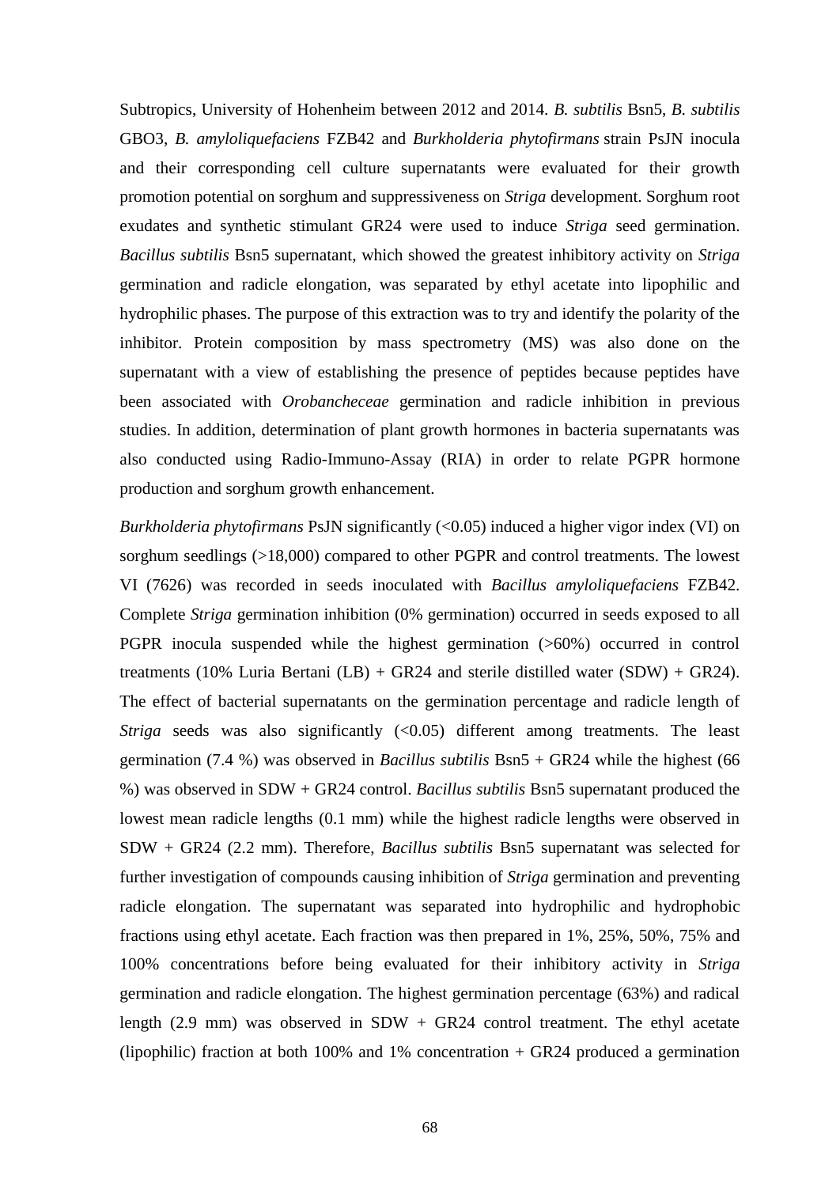Subtropics, University of Hohenheim between 2012 and 2014. *B. subtilis* Bsn5, *B. subtilis* GBO3, *B. amyloliquefaciens* FZB42 and *Burkholderia phytofirmans* strain PsJN inocula and their corresponding cell culture supernatants were evaluated for their growth promotion potential on sorghum and suppressiveness on *Striga* development. Sorghum root exudates and synthetic stimulant GR24 were used to induce *Striga* seed germination. *Bacillus subtilis* Bsn5 supernatant, which showed the greatest inhibitory activity on *Striga* germination and radicle elongation, was separated by ethyl acetate into lipophilic and hydrophilic phases. The purpose of this extraction was to try and identify the polarity of the inhibitor. Protein composition by mass spectrometry (MS) was also done on the supernatant with a view of establishing the presence of peptides because peptides have been associated with *Orobancheceae* germination and radicle inhibition in previous studies. In addition, determination of plant growth hormones in bacteria supernatants was also conducted using Radio-Immuno-Assay (RIA) in order to relate PGPR hormone production and sorghum growth enhancement.

*Burkholderia phytofirmans* PsJN significantly (<0.05) induced a higher vigor index (VI) on sorghum seedlings (>18,000) compared to other PGPR and control treatments. The lowest VI (7626) was recorded in seeds inoculated with *Bacillus amyloliquefaciens* FZB42. Complete *Striga* germination inhibition (0% germination) occurred in seeds exposed to all PGPR inocula suspended while the highest germination (>60%) occurred in control treatments (10% Luria Bertani (LB) + GR24 and sterile distilled water (SDW) + GR24). The effect of bacterial supernatants on the germination percentage and radicle length of *Striga* seeds was also significantly (<0.05) different among treatments. The least germination (7.4 %) was observed in *Bacillus subtilis* Bsn5 + GR24 while the highest (66 %) was observed in SDW + GR24 control. *Bacillus subtilis* Bsn5 supernatant produced the lowest mean radicle lengths (0.1 mm) while the highest radicle lengths were observed in SDW + GR24 (2.2 mm). Therefore, *Bacillus subtilis* Bsn5 supernatant was selected for further investigation of compounds causing inhibition of *Striga* germination and preventing radicle elongation. The supernatant was separated into hydrophilic and hydrophobic fractions using ethyl acetate. Each fraction was then prepared in 1%, 25%, 50%, 75% and 100% concentrations before being evaluated for their inhibitory activity in *Striga* germination and radicle elongation. The highest germination percentage (63%) and radical length (2.9 mm) was observed in SDW + GR24 control treatment. The ethyl acetate (lipophilic) fraction at both 100% and 1% concentration + GR24 produced a germination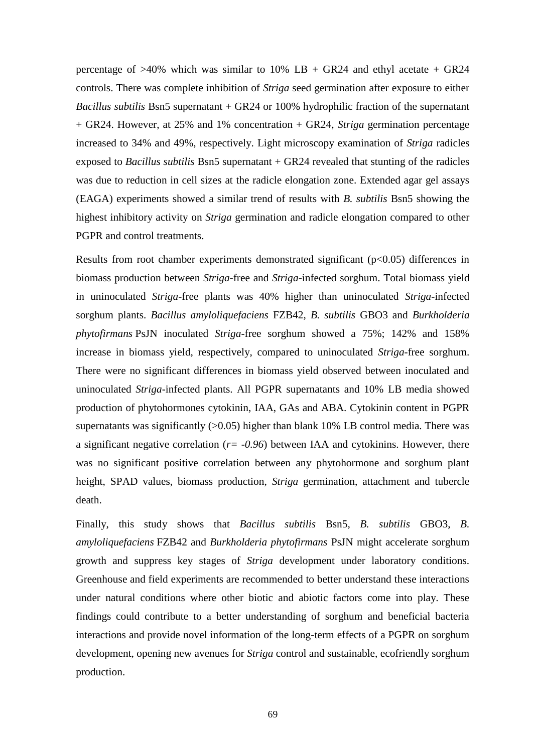percentage of >40% which was similar to 10% LB + GR24 and ethyl acetate + GR24 controls. There was complete inhibition of *Striga* seed germination after exposure to either *Bacillus subtilis* Bsn5 supernatant + GR24 or 100% hydrophilic fraction of the supernatant + GR24. However, at 25% and 1% concentration + GR24, *Striga* germination percentage increased to 34% and 49%, respectively. Light microscopy examination of *Striga* radicles exposed to *Bacillus subtilis* Bsn5 supernatant + GR24 revealed that stunting of the radicles was due to reduction in cell sizes at the radicle elongation zone. Extended agar gel assays (EAGA) experiments showed a similar trend of results with *B. subtilis* Bsn5 showing the highest inhibitory activity on *Striga* germination and radicle elongation compared to other PGPR and control treatments.

Results from root chamber experiments demonstrated significant ($p<0.05$) differences in biomass production between *Striga*-free and *Striga*-infected sorghum. Total biomass yield in uninoculated *Striga*-free plants was 40% higher than uninoculated *Striga*-infected sorghum plants. *Bacillus amyloliquefaciens* FZB42, *B. subtilis* GBO3 and *Burkholderia phytofirmans* PsJN inoculated *Striga*-free sorghum showed a 75%; 142% and 158% increase in biomass yield, respectively, compared to uninoculated *Striga*-free sorghum. There were no significant differences in biomass yield observed between inoculated and uninoculated *Striga*-infected plants. All PGPR supernatants and 10% LB media showed production of phytohormones cytokinin, IAA, GAs and ABA. Cytokinin content in PGPR supernatants was significantly ($>0.05$) higher than blank 10% LB control media. There was a significant negative correlation ($r= -0.96$) between IAA and cytokinins. However, there was no significant positive correlation between any phytohormone and sorghum plant height, SPAD values, biomass production, *Striga* germination, attachment and tubercle death.

Finally, this study shows that *Bacillus subtilis* Bsn5, *B. subtilis* GBO3, *B. amyloliquefaciens* FZB42 and *Burkholderia phytofirmans* PsJN might accelerate sorghum growth and suppress key stages of *Striga* development under laboratory conditions. Greenhouse and field experiments are recommended to better understand these interactions under natural conditions where other biotic and abiotic factors come into play. These findings could contribute to a better understanding of sorghum and beneficial bacteria interactions and provide novel information of the long-term effects of a PGPR on sorghum development, opening new avenues for *Striga* control and sustainable, ecofriendly sorghum production.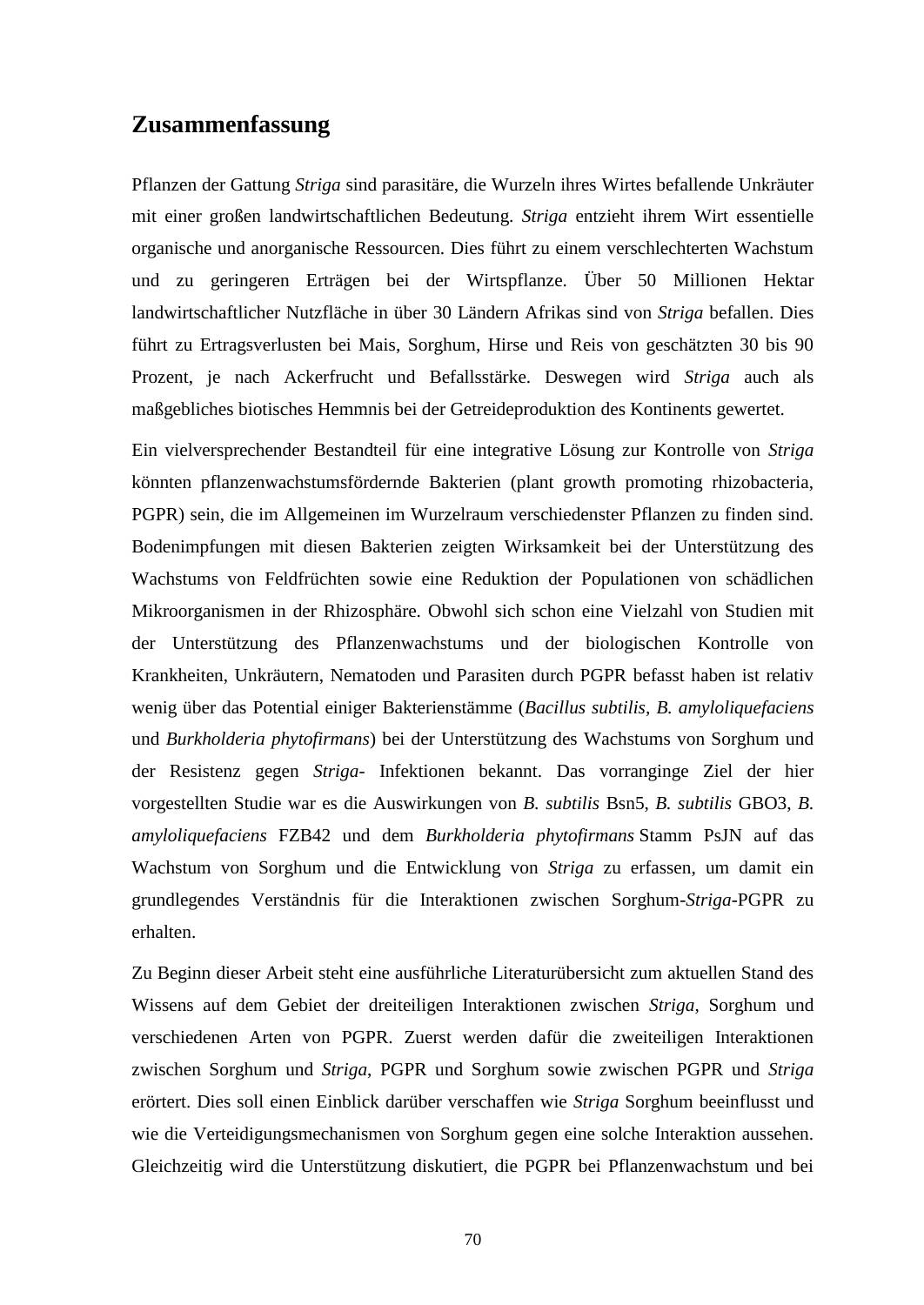# Zusammenfassung

Pflanzen der Gattung *Striga* sind parasitäre, die Wurzeln ihres Wirtes befallende Unkräuter mit einer großen landwirtschaftlichen Bedeutung. *Striga* entzieht ihrem Wirt essentielle organische und anorganische Ressourcen. Dies führt zu einem verschlechterten Wachstum und zu geringeren Erträgen bei der Wirtspflanze. Über 50 Millionen Hektar landwirtschaftlicher Nutzfläche in über 30 Ländern Afrikas sind von *Striga* befallen. Dies führt zu Ertragsverlusten bei Mais, Sorghum, Hirse und Reis von geschätzten 30 bis 90 Prozent, je nach Ackerfrucht und Befallsstärke. Deswegen wird *Striga* auch als maßgebliches biotisches Hemmnis bei der Getreideproduktion des Kontinents gewertet.

Ein vielversprechender Bestandteil für eine integrative Lösung zur Kontrolle von *Striga* könnten pflanzenwachstumsfördernde Bakterien (plant growth promoting rhizobacteria, PGPR) sein, die im Allgemeinen im Wurzelraum verschiedenster Pflanzen zu finden sind. Bodenimpfungen mit diesen Bakterien zeigten Wirksamkeit bei der Unterstützung des Wachstums von Feldfrüchten sowie eine Reduktion der Populationen von schädlichen Mikroorganismen in der Rhizosphäre. Obwohl sich schon eine Vielzahl von Studien mit der Unterstützung des Pflanzenwachstums und der biologischen Kontrolle von Krankheiten, Unkräutern, Nematoden und Parasiten durch PGPR befasst haben ist relativ wenig über das Potential einiger Bakterienstämme (*Bacillus subtilis, B. amyloliquefaciens* und *Burkholderia phytofirmans*) bei der Unterstützung des Wachstums von Sorghum und der Resistenz gegen *Striga*- Infektionen bekannt. Das vorranginge Ziel der hier vorgestellten Studie war es die Auswirkungen von *B. subtilis* Bsn5, *B. subtilis* GBO3, *B. amyloliquefaciens* FZB42 und dem *Burkholderia phytofirmans* Stamm PsJN auf das Wachstum von Sorghum und die Entwicklung von *Striga* zu erfassen, um damit ein grundlegendes Verständnis für die Interaktionen zwischen Sorghum-*Striga*-PGPR zu erhalten.

Zu Beginn dieser Arbeit steht eine ausführliche Literaturübersicht zum aktuellen Stand des Wissens auf dem Gebiet der dreiteiligen Interaktionen zwischen *Striga*, Sorghum und verschiedenen Arten von PGPR. Zuerst werden dafür die zweiteiligen Interaktionen zwischen Sorghum und *Striga*, PGPR und Sorghum sowie zwischen PGPR und *Striga* erörtert. Dies soll einen Einblick darüber verschaffen wie *Striga* Sorghum beeinflusst und wie die Verteidigungsmechanismen von Sorghum gegen eine solche Interaktion aussehen. Gleichzeitig wird die Unterstützung diskutiert, die PGPR bei Pflanzenwachstum und bei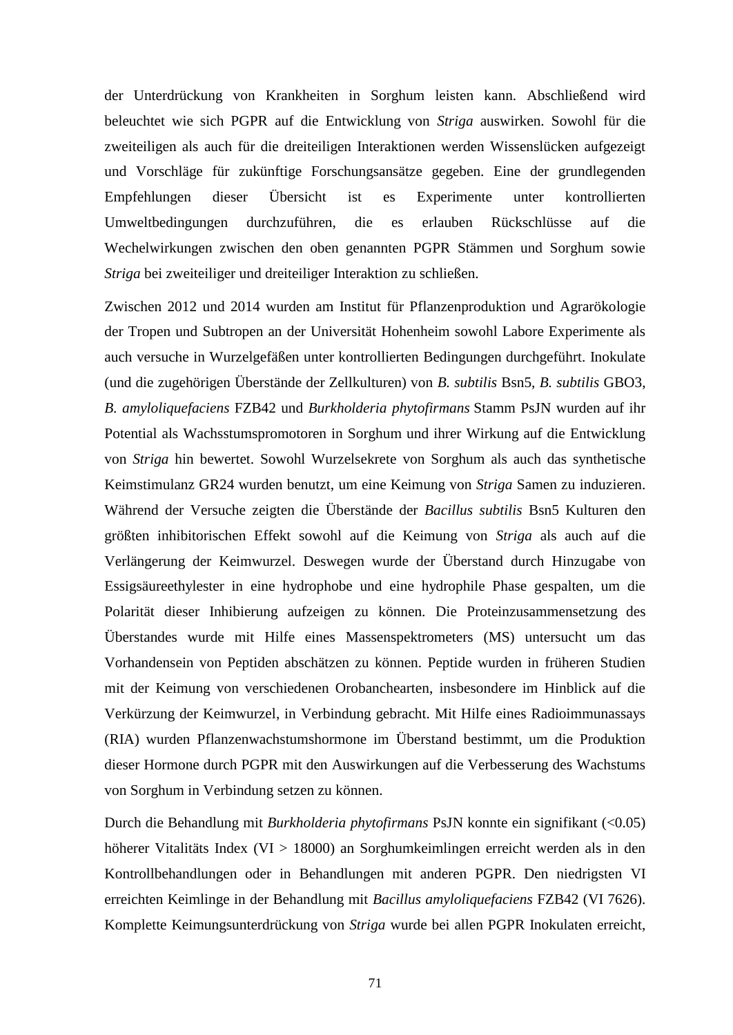der Unterdrückung von Krankheiten in Sorghum leisten kann. Abschließend wird beleuchtet wie sich PGPR auf die Entwicklung von *Striga* auswirken. Sowohl für die zweiteiligen als auch für die dreiteiligen Interaktionen werden Wissenslücken aufgezeigt und Vorschläge für zukünftige Forschungsansätze gegeben. Eine der grundlegenden Empfehlungen dieser Übersicht ist es Experimente unter kontrollierten Umweltbedingungen durchzuführen, die es erlauben Rückschlüsse auf die Wechelwirkungen zwischen den oben genannten PGPR Stämmen und Sorghum sowie *Striga* bei zweiteiliger und dreiteiliger Interaktion zu schließen.

Zwischen 2012 und 2014 wurden am Institut für Pflanzenproduktion und Agrarökologie der Tropen und Subtropen an der Universität Hohenheim sowohl Labore Experimente als auch versuche in Wurzelgefäßen unter kontrollierten Bedingungen durchgeführt. Inokulate (und die zugehörigen Überstände der Zellkulturen) von *B. subtilis* Bsn5, *B. subtilis* GBO3, *B. amyloliquefaciens* FZB42 und *Burkholderia phytofirmans* Stamm PsJN wurden auf ihr Potential als Wachsstumspromotoren in Sorghum und ihrer Wirkung auf die Entwicklung von *Striga* hin bewertet. Sowohl Wurzelsekrete von Sorghum als auch das synthetische Keimstimulanz GR24 wurden benutzt, um eine Keimung von *Striga* Samen zu induzieren. Während der Versuche zeigten die Überstände der *Bacillus subtilis* Bsn5 Kulturen den größten inhibitorischen Effekt sowohl auf die Keimung von *Striga* als auch auf die Verlängerung der Keimwurzel. Deswegen wurde der Überstand durch Hinzugabe von Essigsäureethylester in eine hydrophobe und eine hydrophile Phase gespalten, um die Polarität dieser Inhibierung aufzeigen zu können. Die Proteinzusammensetzung des Überstandes wurde mit Hilfe eines Massenspektrometers (MS) untersucht um das Vorhandensein von Peptiden abschätzen zu können. Peptide wurden in früheren Studien mit der Keimung von verschiedenen Orobanchearten, insbesondere im Hinblick auf die Verkürzung der Keimwurzel, in Verbindung gebracht. Mit Hilfe eines Radioimmunassays (RIA) wurden Pflanzenwachstumshormone im Überstand bestimmt, um die Produktion dieser Hormone durch PGPR mit den Auswirkungen auf die Verbesserung des Wachstums von Sorghum in Verbindung setzen zu können.

Durch die Behandlung mit *Burkholderia phytofirmans* PsJN konnte ein signifikant (<0.05) höherer Vitalitäts Index (VI > 18000) an Sorghumkeimlingen erreicht werden als in den Kontrollbehandlungen oder in Behandlungen mit anderen PGPR. Den niedrigsten VI erreichten Keimlinge in der Behandlung mit *Bacillus amyloliquefaciens* FZB42 (VI 7626). Komplette Keimungsunterdrückung von *Striga* wurde bei allen PGPR Inokulaten erreicht,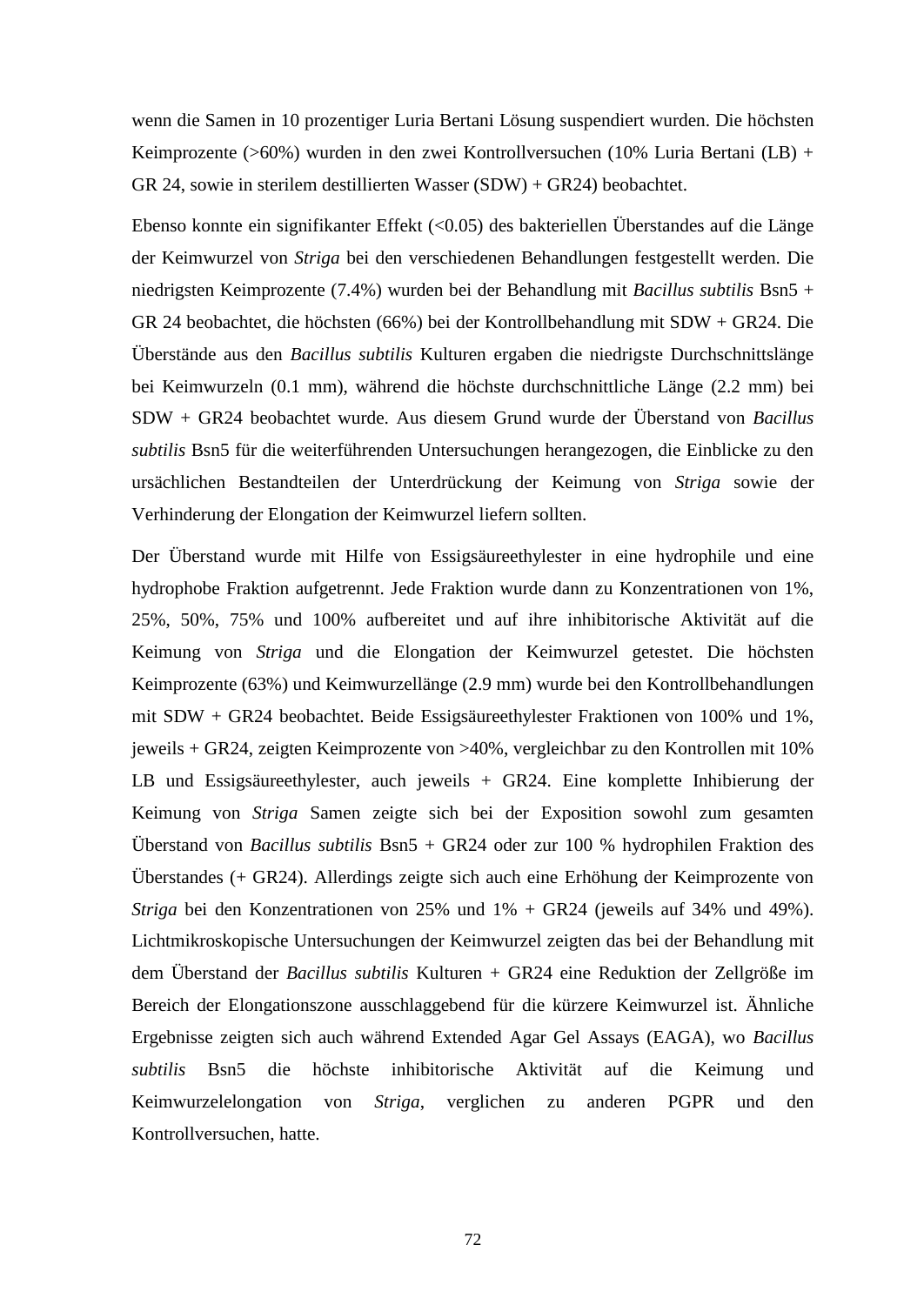wenn die Samen in 10 prozentiger Luria Bertani Lösung suspendiert wurden. Die höchsten Keimprozente (>60%) wurden in den zwei Kontrollversuchen (10% Luria Bertani (LB) + GR 24, sowie in sterilem destillierten Wasser (SDW) + GR24) beobachtet.

Ebenso konnte ein signifikanter Effekt (<0.05) des bakteriellen Überstandes auf die Länge der Keimwurzel von *Striga* bei den verschiedenen Behandlungen festgestellt werden. Die niedrigsten Keimprozente (7.4%) wurden bei der Behandlung mit *Bacillus subtilis* Bsn5 + GR 24 beobachtet, die höchsten (66%) bei der Kontrollbehandlung mit SDW + GR24. Die Überstände aus den *Bacillus subtilis* Kulturen ergaben die niedrigste Durchschnittslänge bei Keimwurzeln (0.1 mm), während die höchste durchschnittliche Länge (2.2 mm) bei SDW + GR24 beobachtet wurde. Aus diesem Grund wurde der Überstand von *Bacillus subtilis* Bsn5 für die weiterführenden Untersuchungen herangezogen, die Einblicke zu den ursächlichen Bestandteilen der Unterdrückung der Keimung von *Striga* sowie der Verhinderung der Elongation der Keimwurzel liefern sollten.

Der Überstand wurde mit Hilfe von Essigsäureethylester in eine hydrophile und eine hydrophobe Fraktion aufgetrennt. Jede Fraktion wurde dann zu Konzentrationen von 1%, 25%, 50%, 75% und 100% aufbereitet und auf ihre inhibitorische Aktivität auf die Keimung von *Striga* und die Elongation der Keimwurzel getestet. Die höchsten Keimprozente (63%) und Keimwurzellänge (2.9 mm) wurde bei den Kontrollbehandlungen mit SDW + GR24 beobachtet. Beide Essigsäureethylester Fraktionen von 100% und 1%, jeweils + GR24, zeigten Keimprozente von >40%, vergleichbar zu den Kontrollen mit 10% LB und Essigsäureethylester, auch jeweils + GR24. Eine komplette Inhibierung der Keimung von *Striga* Samen zeigte sich bei der Exposition sowohl zum gesamten Überstand von *Bacillus subtilis* Bsn5 + GR24 oder zur 100 % hydrophilen Fraktion des Überstandes (+ GR24). Allerdings zeigte sich auch eine Erhöhung der Keimprozente von *Striga* bei den Konzentrationen von 25% und 1% + GR24 (jeweils auf 34% und 49%). Lichtmikroskopische Untersuchungen der Keimwurzel zeigten das bei der Behandlung mit dem Überstand der *Bacillus subtilis* Kulturen + GR24 eine Reduktion der Zellgröße im Bereich der Elongationszone ausschlaggebend für die kürzere Keimwurzel ist. Ähnliche Ergebnisse zeigten sich auch während Extended Agar Gel Assays (EAGA), wo *Bacillus subtilis* Bsn5 die höchste inhibitorische Aktivität auf die Keimung und Keimwurzelelongation von *Striga*, verglichen zu anderen PGPR und den Kontrollversuchen, hatte.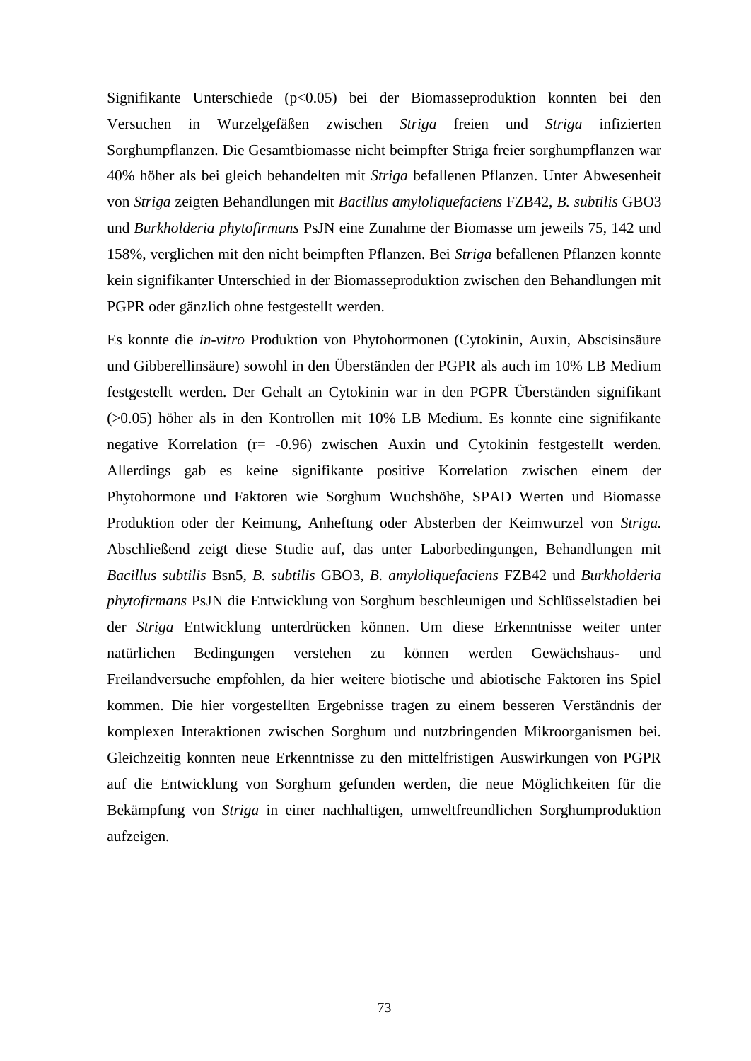Signifikante Unterschiede ($p<0.05$) bei der Biomasseproduktion konnten bei den Versuchen in Wurzelgefäßen zwischen *Striga* freien und *Striga* infizierten Sorghumpflanzen. Die Gesamtbiomasse nicht beimpfter Striga freier sorghumpflanzen war 40% höher als bei gleich behandelten mit *Striga* befallenen Pflanzen. Unter Abwesenheit von *Striga* zeigten Behandlungen mit *Bacillus amyloliquefaciens* FZB42, *B. subtilis* GBO3 und *Burkholderia phytofirmans* PsJN eine Zunahme der Biomasse um jeweils 75, 142 und 158%, verglichen mit den nicht beimpften Pflanzen. Bei *Striga* befallenen Pflanzen konnte kein signifikanter Unterschied in der Biomasseproduktion zwischen den Behandlungen mit PGPR oder gänzlich ohne festgestellt werden.

Es konnte die *in-vitro* Produktion von Phytohormonen (Cytokinin, Auxin, Abscisinsäure und Gibberellinsäure) sowohl in den Überständen der PGPR als auch im 10% LB Medium festgestellt werden. Der Gehalt an Cytokinin war in den PGPR Überständen signifikant ($>0.05$) höher als in den Kontrollen mit 10% LB Medium. Es konnte eine signifikante negative Korrelation ($r= -0.96$) zwischen Auxin und Cytokinin festgestellt werden. Allerdings gab es keine signifikante positive Korrelation zwischen einem der Phytohormone und Faktoren wie Sorghum Wuchshöhe, SPAD Werten und Biomasse Produktion oder der Keimung, Anheftung oder Absterben der Keimwurzel von *Striga.* Abschließend zeigt diese Studie auf, das unter Laborbedingungen, Behandlungen mit *Bacillus subtilis* Bsn5, *B. subtilis* GBO3, *B. amyloliquefaciens* FZB42 und *Burkholderia phytofirmans* PsJN die Entwicklung von Sorghum beschleunigen und Schlüsselstadien bei der *Striga* Entwicklung unterdrücken können. Um diese Erkenntnisse weiter unter natürlichen Bedingungen verstehen zu können werden Gewächshaus- und Freilandversuche empfohlen, da hier weitere biotische und abiotische Faktoren ins Spiel kommen. Die hier vorgestellten Ergebnisse tragen zu einem besseren Verständnis der komplexen Interaktionen zwischen Sorghum und nutzbringenden Mikroorganismen bei. Gleichzeitig konnten neue Erkenntnisse zu den mittelfristigen Auswirkungen von PGPR auf die Entwicklung von Sorghum gefunden werden, die neue Möglichkeiten für die Bekämpfung von *Striga* in einer nachhaltigen, umweltfreundlichen Sorghumproduktion aufzeigen.